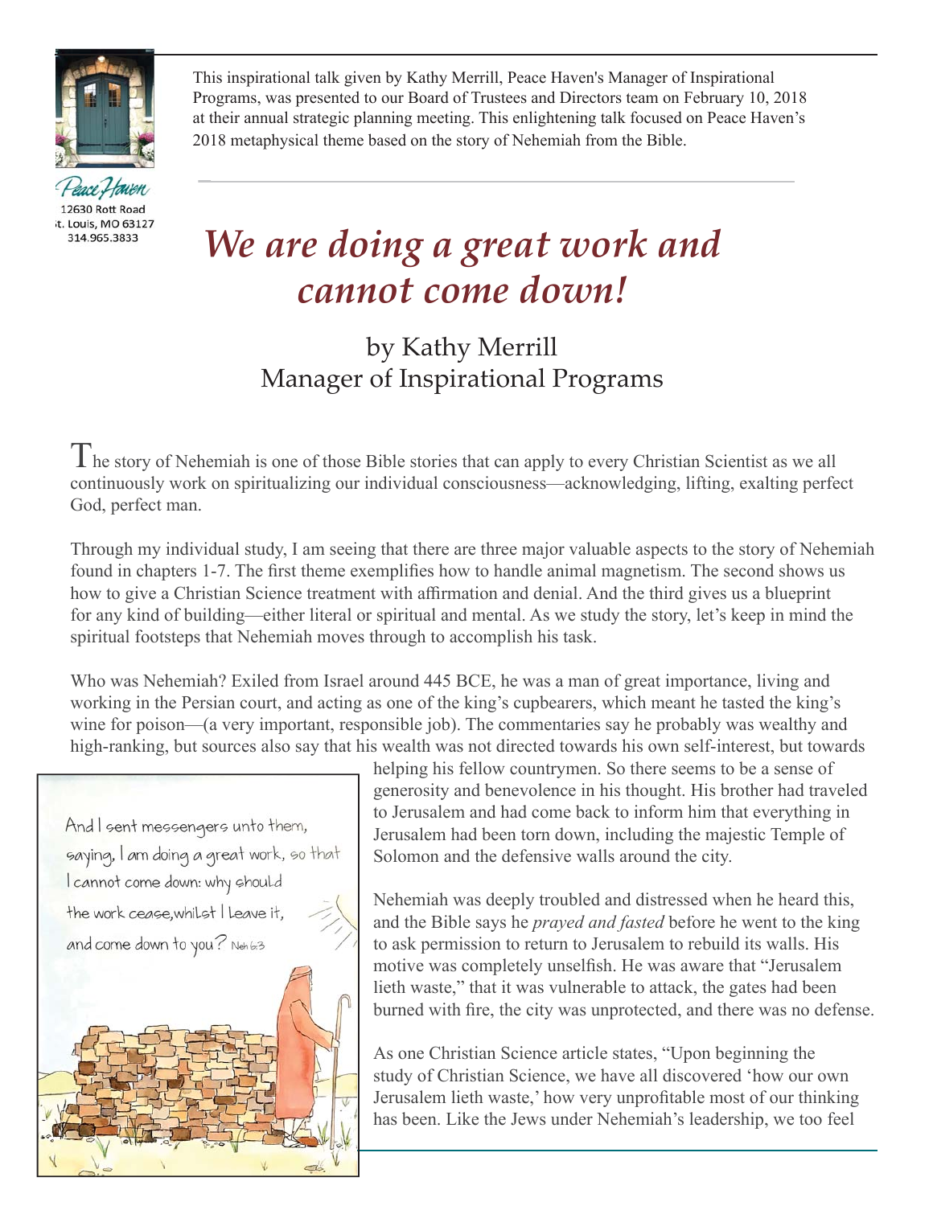Peace Haven
12630 Rott Road
St. Louis, MO 63127
314.965.3833

This inspirational talk given by Kathy Merrill, Peace Haven's Manager of Inspirational Programs, was presented to our Board of Trustees and Directors team on February 10, 2018 at their annual strategic planning meeting. This enlightening talk focused on Peace Haven's 2018 metaphysical theme based on the story of Nehemiah from the Bible.

# *We are doing a great work and cannot come down!*

by Kathy Merrill
Manager of Inspirational Programs

The story of Nehemiah is one of those Bible stories that can apply to every Christian Scientist as we all continuously work on spiritualizing our individual consciousness—acknowledging, lifting, exalting perfect God, perfect man.

Through my individual study, I am seeing that there are three major valuable aspects to the story of Nehemiah found in chapters 1-7. The first theme exemplifies how to handle animal magnetism. The second shows us how to give a Christian Science treatment with affirmation and denial. And the third gives us a blueprint for any kind of building—either literal or spiritual and mental. As we study the story, let's keep in mind the spiritual footsteps that Nehemiah moves through to accomplish his task.

Who was Nehemiah? Exiled from Israel around 445 BCE, he was a man of great importance, living and working in the Persian court, and acting as one of the king's cupbearers, which meant he tasted the king's wine for poison—(a very important, responsible job). The commentaries say he probably was wealthy and high-ranking, but sources also say that his wealth was not directed towards his own self-interest, but towards helping his fellow countrymen. So there seems to be a sense of generosity and benevolence in his thought. His brother had traveled to Jerusalem and had come back to inform him that everything in Jerusalem had been torn down, including the majestic Temple of Solomon and the defensive walls around the city.

And I sent messengers unto them, saying, I am doing a great work, so that I cannot come down: why should the work cease, whilst I leave it, and come down to you? Neh 6:3

Nehemiah was deeply troubled and distressed when he heard this, and the Bible says he *prayed and fasted* before he went to the king to ask permission to return to Jerusalem to rebuild its walls. His motive was completely unselfish. He was aware that "Jerusalem lieth waste," that it was vulnerable to attack, the gates had been burned with fire, the city was unprotected, and there was no defense.

As one Christian Science article states, "Upon beginning the study of Christian Science, we have all discovered 'how our own Jerusalem lieth waste,' how very unprofitable most of our thinking has been. Like the Jews under Nehemiah's leadership, we too feel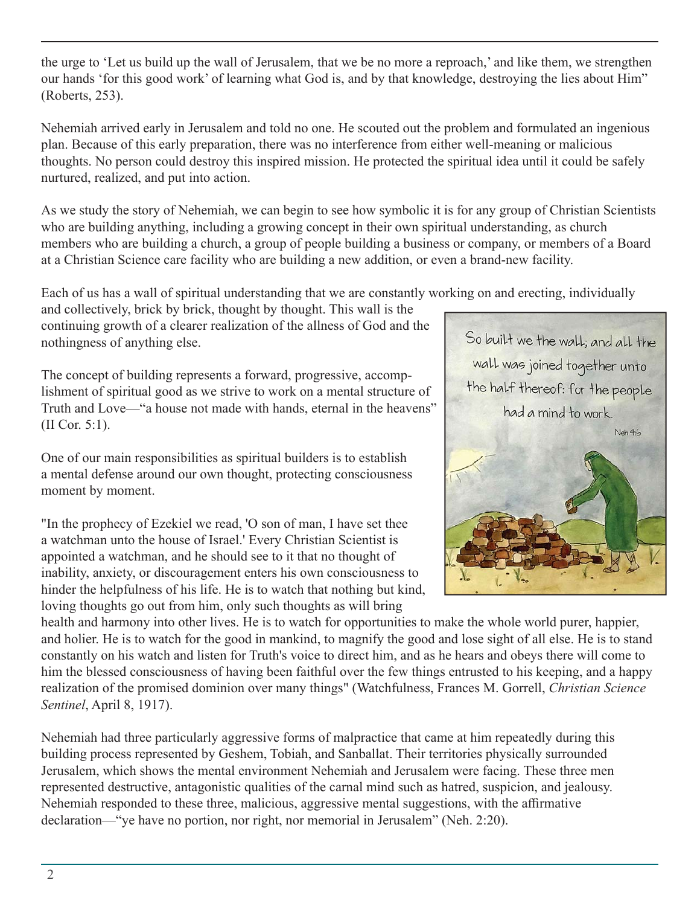the urge to 'Let us build up the wall of Jerusalem, that we be no more a reproach,' and like them, we strengthen our hands 'for this good work' of learning what God is, and by that knowledge, destroying the lies about Him" (Roberts, 253).

Nehemiah arrived early in Jerusalem and told no one. He scouted out the problem and formulated an ingenious plan. Because of this early preparation, there was no interference from either well-meaning or malicious thoughts. No person could destroy this inspired mission. He protected the spiritual idea until it could be safely nurtured, realized, and put into action.

As we study the story of Nehemiah, we can begin to see how symbolic it is for any group of Christian Scientists who are building anything, including a growing concept in their own spiritual understanding, as church members who are building a church, a group of people building a business or company, or members of a Board at a Christian Science care facility who are building a new addition, or even a brand-new facility.

Each of us has a wall of spiritual understanding that we are constantly working on and erecting, individually and collectively, brick by brick, thought by thought. This wall is the continuing growth of a clearer realization of the allness of God and the nothingness of anything else.

So built we the wall; and all the wall was joined together unto the half thereof: for the people had a mind to work.

Neh 4:6

The concept of building represents a forward, progressive, accomplishment of spiritual good as we strive to work on a mental structure of Truth and Love—"a house not made with hands, eternal in the heavens" (II Cor. 5:1).

One of our main responsibilities as spiritual builders is to establish a mental defense around our own thought, protecting consciousness moment by moment.

"In the prophecy of Ezekiel we read, 'O son of man, I have set thee a watchman unto the house of Israel.' Every Christian Scientist is appointed a watchman, and he should see to it that no thought of inability, anxiety, or discouragement enters his own consciousness to hinder the helpfulness of his life. He is to watch that nothing but kind, loving thoughts go out from him, only such thoughts as will bring health and harmony into other lives. He is to watch for opportunities to make the whole world purer, happier, and holier. He is to watch for the good in mankind, to magnify the good and lose sight of all else. He is to stand constantly on his watch and listen for Truth's voice to direct him, and as he hears and obeys there will come to him the blessed consciousness of having been faithful over the few things entrusted to his keeping, and a happy realization of the promised dominion over many things" (Watchfulness, Frances M. Gorrell, *Christian Science Sentinel*, April 8, 1917).

Nehemiah had three particularly aggressive forms of malpractice that came at him repeatedly during this building process represented by Geshem, Tobiah, and Sanballat. Their territories physically surrounded Jerusalem, which shows the mental environment Nehemiah and Jerusalem were facing. These three men represented destructive, antagonistic qualities of the carnal mind such as hatred, suspicion, and jealousy. Nehemiah responded to these three, malicious, aggressive mental suggestions, with the affirmative declaration—"ye have no portion, nor right, nor memorial in Jerusalem" (Neh. 2:20).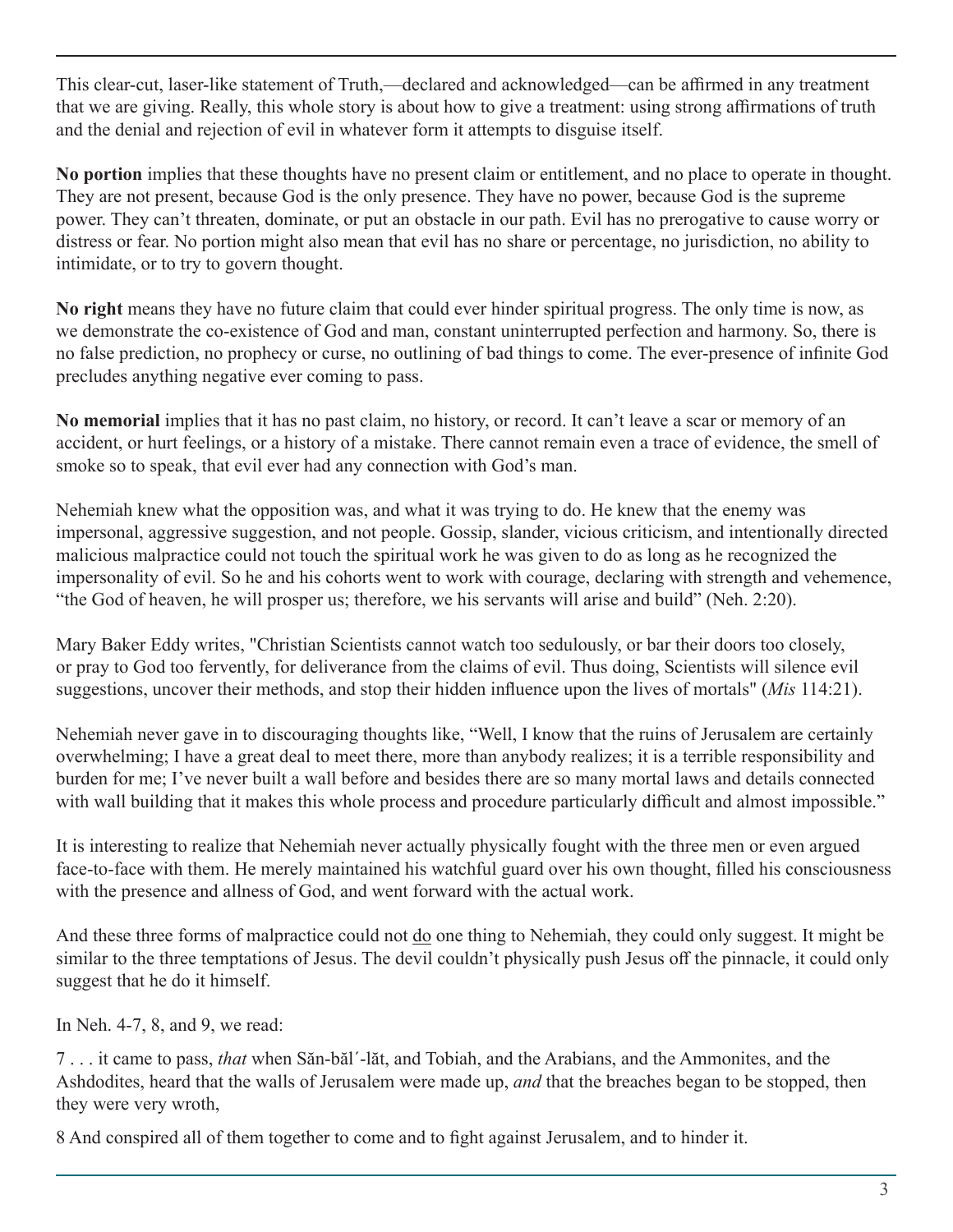This clear-cut, laser-like statement of Truth,—declared and acknowledged—can be affirmed in any treatment that we are giving. Really, this whole story is about how to give a treatment: using strong affirmations of truth and the denial and rejection of evil in whatever form it attempts to disguise itself.

**No portion** implies that these thoughts have no present claim or entitlement, and no place to operate in thought. They are not present, because God is the only presence. They have no power, because God is the supreme power. They can't threaten, dominate, or put an obstacle in our path. Evil has no prerogative to cause worry or distress or fear. No portion might also mean that evil has no share or percentage, no jurisdiction, no ability to intimidate, or to try to govern thought.

**No right** means they have no future claim that could ever hinder spiritual progress. The only time is now, as we demonstrate the co-existence of God and man, constant uninterrupted perfection and harmony. So, there is no false prediction, no prophecy or curse, no outlining of bad things to come. The ever-presence of infinite God precludes anything negative ever coming to pass.

**No memorial** implies that it has no past claim, no history, or record. It can't leave a scar or memory of an accident, or hurt feelings, or a history of a mistake. There cannot remain even a trace of evidence, the smell of smoke so to speak, that evil ever had any connection with God's man.

Nehemiah knew what the opposition was, and what it was trying to do. He knew that the enemy was impersonal, aggressive suggestion, and not people. Gossip, slander, vicious criticism, and intentionally directed malicious malpractice could not touch the spiritual work he was given to do as long as he recognized the impersonality of evil. So he and his cohorts went to work with courage, declaring with strength and vehemence, "the God of heaven, he will prosper us; therefore, we his servants will arise and build" (Neh. 2:20).

Mary Baker Eddy writes, "Christian Scientists cannot watch too sedulously, or bar their doors too closely, or pray to God too fervently, for deliverance from the claims of evil. Thus doing, Scientists will silence evil suggestions, uncover their methods, and stop their hidden influence upon the lives of mortals" (*Mis* 114:21).

Nehemiah never gave in to discouraging thoughts like, "Well, I know that the ruins of Jerusalem are certainly overwhelming; I have a great deal to meet there, more than anybody realizes; it is a terrible responsibility and burden for me; I've never built a wall before and besides there are so many mortal laws and details connected with wall building that it makes this whole process and procedure particularly difficult and almost impossible."

It is interesting to realize that Nehemiah never actually physically fought with the three men or even argued face-to-face with them. He merely maintained his watchful guard over his own thought, filled his consciousness with the presence and allness of God, and went forward with the actual work.

And these three forms of malpractice could not <u>do</u> one thing to Nehemiah, they could only suggest. It might be similar to the three temptations of Jesus. The devil couldn't physically push Jesus off the pinnacle, it could only suggest that he do it himself.

In Neh. 4-7, 8, and 9, we read:

7 . . . it came to pass, *that* when Săn-băl´-lăt, and Tobiah, and the Arabians, and the Ammonites, and the Ashdodites, heard that the walls of Jerusalem were made up, *and* that the breaches began to be stopped, then they were very wroth,

8 And conspired all of them together to come and to fight against Jerusalem, and to hinder it.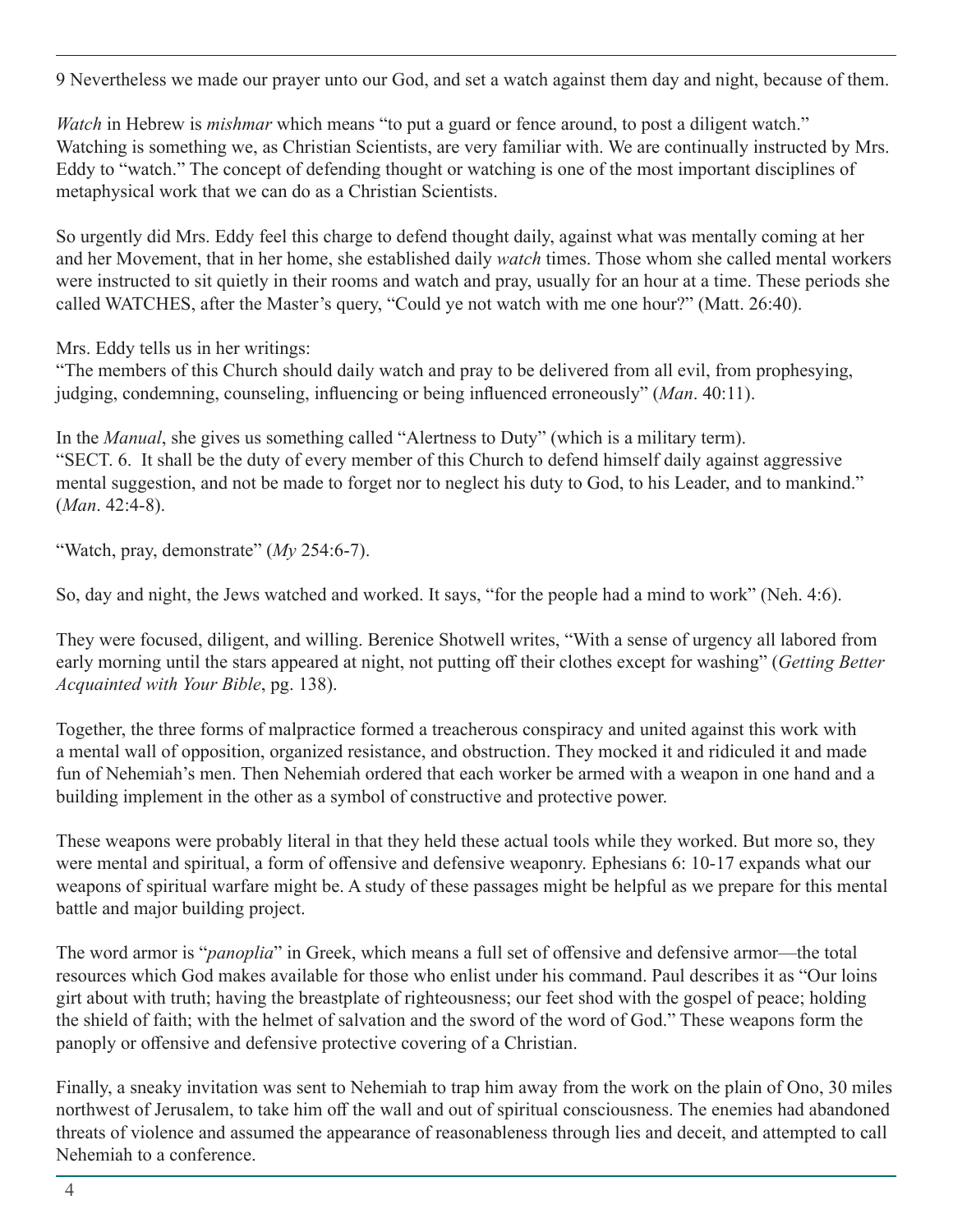9 Nevertheless we made our prayer unto our God, and set a watch against them day and night, because of them.

*Watch* in Hebrew is *mishmar* which means "to put a guard or fence around, to post a diligent watch." Watching is something we, as Christian Scientists, are very familiar with. We are continually instructed by Mrs. Eddy to "watch." The concept of defending thought or watching is one of the most important disciplines of metaphysical work that we can do as a Christian Scientists.

So urgently did Mrs. Eddy feel this charge to defend thought daily, against what was mentally coming at her and her Movement, that in her home, she established daily *watch* times. Those whom she called mental workers were instructed to sit quietly in their rooms and watch and pray, usually for an hour at a time. These periods she called WATCHES, after the Master's query, "Could ye not watch with me one hour?" (Matt. 26:40).

Mrs. Eddy tells us in her writings:
"The members of this Church should daily watch and pray to be delivered from all evil, from prophesying, judging, condemning, counseling, influencing or being influenced erroneously" (*Man*. 40:11).

In the *Manual*, she gives us something called "Alertness to Duty" (which is a military term).
"SECT. 6. It shall be the duty of every member of this Church to defend himself daily against aggressive mental suggestion, and not be made to forget nor to neglect his duty to God, to his Leader, and to mankind." (*Man*. 42:4-8).

"Watch, pray, demonstrate" (*My* 254:6-7).

So, day and night, the Jews watched and worked. It says, "for the people had a mind to work" (Neh. 4:6).

They were focused, diligent, and willing. Berenice Shotwell writes, "With a sense of urgency all labored from early morning until the stars appeared at night, not putting off their clothes except for washing" (*Getting Better Acquainted with Your Bible*, pg. 138).

Together, the three forms of malpractice formed a treacherous conspiracy and united against this work with a mental wall of opposition, organized resistance, and obstruction. They mocked it and ridiculed it and made fun of Nehemiah's men. Then Nehemiah ordered that each worker be armed with a weapon in one hand and a building implement in the other as a symbol of constructive and protective power.

These weapons were probably literal in that they held these actual tools while they worked. But more so, they were mental and spiritual, a form of offensive and defensive weaponry. Ephesians 6: 10-17 expands what our weapons of spiritual warfare might be. A study of these passages might be helpful as we prepare for this mental battle and major building project.

The word armor is "*panoplia*" in Greek, which means a full set of offensive and defensive armor—the total resources which God makes available for those who enlist under his command. Paul describes it as "Our loins girt about with truth; having the breastplate of righteousness; our feet shod with the gospel of peace; holding the shield of faith; with the helmet of salvation and the sword of the word of God." These weapons form the panoply or offensive and defensive protective covering of a Christian.

Finally, a sneaky invitation was sent to Nehemiah to trap him away from the work on the plain of Ono, 30 miles northwest of Jerusalem, to take him off the wall and out of spiritual consciousness. The enemies had abandoned threats of violence and assumed the appearance of reasonableness through lies and deceit, and attempted to call Nehemiah to a conference.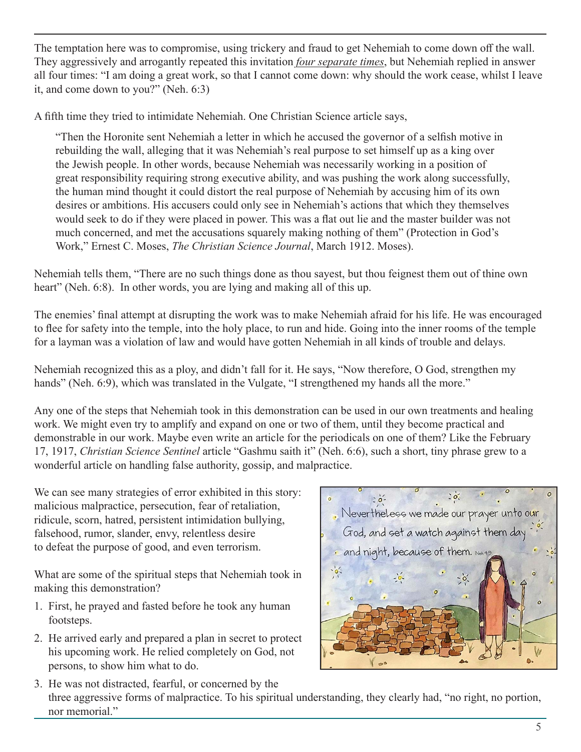The temptation here was to compromise, using trickery and fraud to get Nehemiah to come down off the wall. They aggressively and arrogantly repeated this invitation *four separate times*, but Nehemiah replied in answer all four times: "I am doing a great work, so that I cannot come down: why should the work cease, whilst I leave it, and come down to you?" (Neh. 6:3)

A fifth time they tried to intimidate Nehemiah. One Christian Science article says,

> "Then the Horonite sent Nehemiah a letter in which he accused the governor of a selfish motive in rebuilding the wall, alleging that it was Nehemiah's real purpose to set himself up as a king over the Jewish people. In other words, because Nehemiah was necessarily working in a position of great responsibility requiring strong executive ability, and was pushing the work along successfully, the human mind thought it could distort the real purpose of Nehemiah by accusing him of its own desires or ambitions. His accusers could only see in Nehemiah's actions that which they themselves would seek to do if they were placed in power. This was a flat out lie and the master builder was not much concerned, and met the accusations squarely making nothing of them" (Protection in God's Work," Ernest C. Moses, *The Christian Science Journal*, March 1912. Moses).

Nehemiah tells them, "There are no such things done as thou sayest, but thou feignest them out of thine own heart" (Neh. 6:8). In other words, you are lying and making all of this up.

The enemies' final attempt at disrupting the work was to make Nehemiah afraid for his life. He was encouraged to flee for safety into the temple, into the holy place, to run and hide. Going into the inner rooms of the temple for a layman was a violation of law and would have gotten Nehemiah in all kinds of trouble and delays.

Nehemiah recognized this as a ploy, and didn't fall for it. He says, "Now therefore, O God, strengthen my hands" (Neh. 6:9), which was translated in the Vulgate, "I strengthened my hands all the more."

Any one of the steps that Nehemiah took in this demonstration can be used in our own treatments and healing work. We might even try to amplify and expand on one or two of them, until they become practical and demonstrable in our work. Maybe even write an article for the periodicals on one of them? Like the February 17, 1917, *Christian Science Sentinel* article "Gashmu saith it" (Neh. 6:6), such a short, tiny phrase grew to a wonderful article on handling false authority, gossip, and malpractice.

We can see many strategies of error exhibited in this story: malicious malpractice, persecution, fear of retaliation, ridicule, scorn, hatred, persistent intimidation bullying, falsehood, rumor, slander, envy, relentless desire to defeat the purpose of good, and even terrorism.

What are some of the spiritual steps that Nehemiah took in making this demonstration?

1. First, he prayed and fasted before he took any human footsteps.
2. He arrived early and prepared a plan in secret to protect his upcoming work. He relied completely on God, not persons, to show him what to do.
3. He was not distracted, fearful, or concerned by the three aggressive forms of malpractice. To his spiritual understanding, they clearly had, "no right, no portion, nor memorial."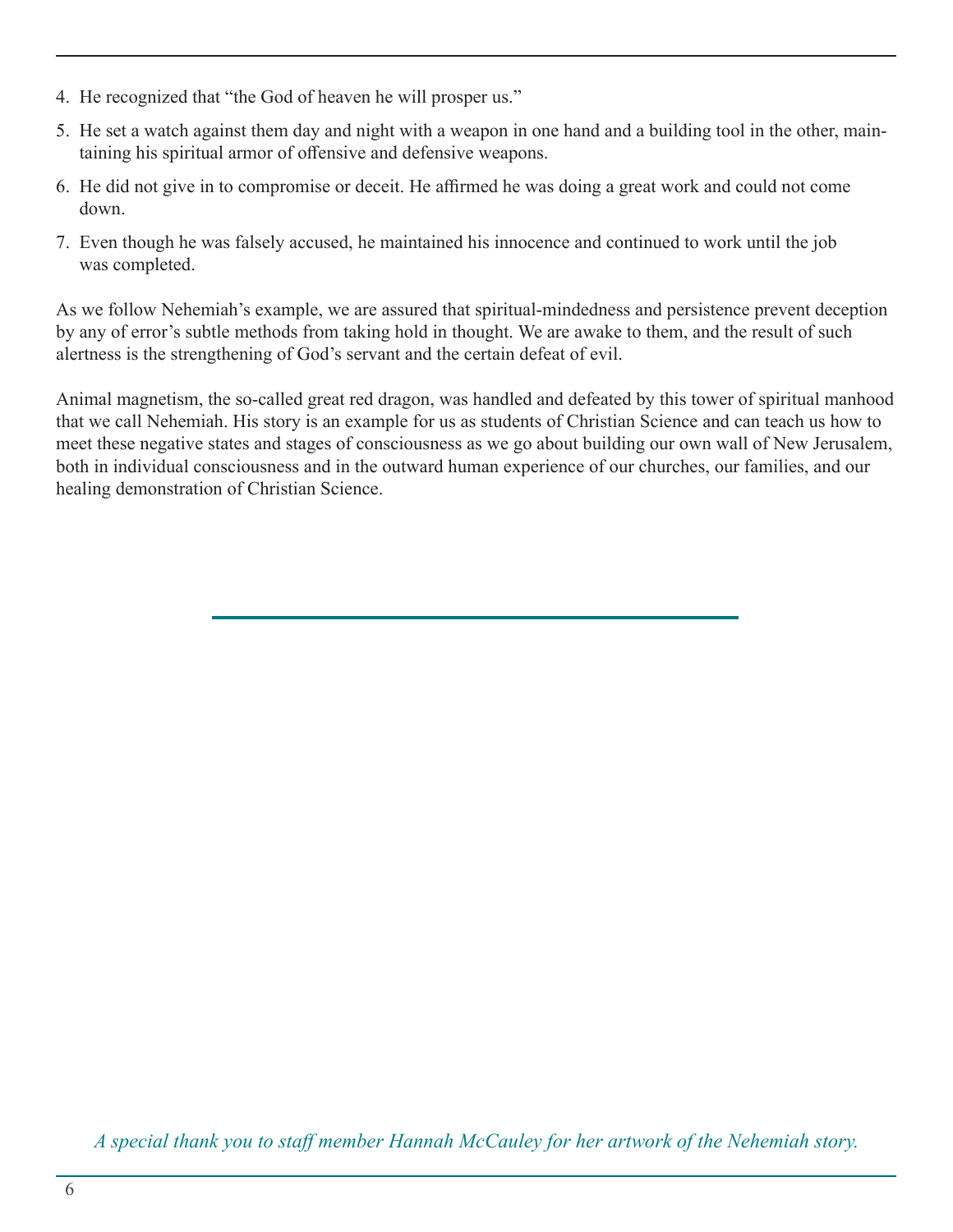4. He recognized that "the God of heaven he will prosper us."
5. He set a watch against them day and night with a weapon in one hand and a building tool in the other, maintaining his spiritual armor of offensive and defensive weapons.
6. He did not give in to compromise or deceit. He affirmed he was doing a great work and could not come down.
7. Even though he was falsely accused, he maintained his innocence and continued to work until the job was completed.

As we follow Nehemiah's example, we are assured that spiritual-mindedness and persistence prevent deception by any of error's subtle methods from taking hold in thought. We are awake to them, and the result of such alertness is the strengthening of God's servant and the certain defeat of evil.

Animal magnetism, the so-called great red dragon, was handled and defeated by this tower of spiritual manhood that we call Nehemiah. His story is an example for us as students of Christian Science and can teach us how to meet these negative states and stages of consciousness as we go about building our own wall of New Jerusalem, both in individual consciousness and in the outward human experience of our churches, our families, and our healing demonstration of Christian Science.

---

*A special thank you to staff member Hannah McCauley for her artwork of the Nehemiah story.*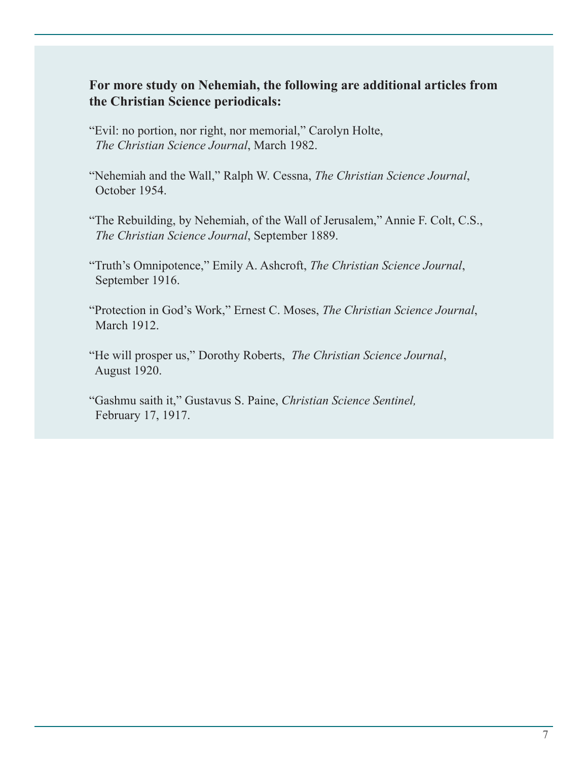**For more study on Nehemiah, the following are additional articles from the Christian Science periodicals:**

"Evil: no portion, nor right, nor memorial," Carolyn Holte, *The Christian Science Journal*, March 1982.

"Nehemiah and the Wall," Ralph W. Cessna, *The Christian Science Journal*, October 1954.

"The Rebuilding, by Nehemiah, of the Wall of Jerusalem," Annie F. Colt, C.S., *The Christian Science Journal*, September 1889.

"Truth's Omnipotence," Emily A. Ashcroft, *The Christian Science Journal*, September 1916.

"Protection in God's Work," Ernest C. Moses, *The Christian Science Journal*, March 1912.

"He will prosper us," Dorothy Roberts, *The Christian Science Journal*, August 1920.

"Gashmu saith it," Gustavus S. Paine, *Christian Science Sentinel,* February 17, 1917.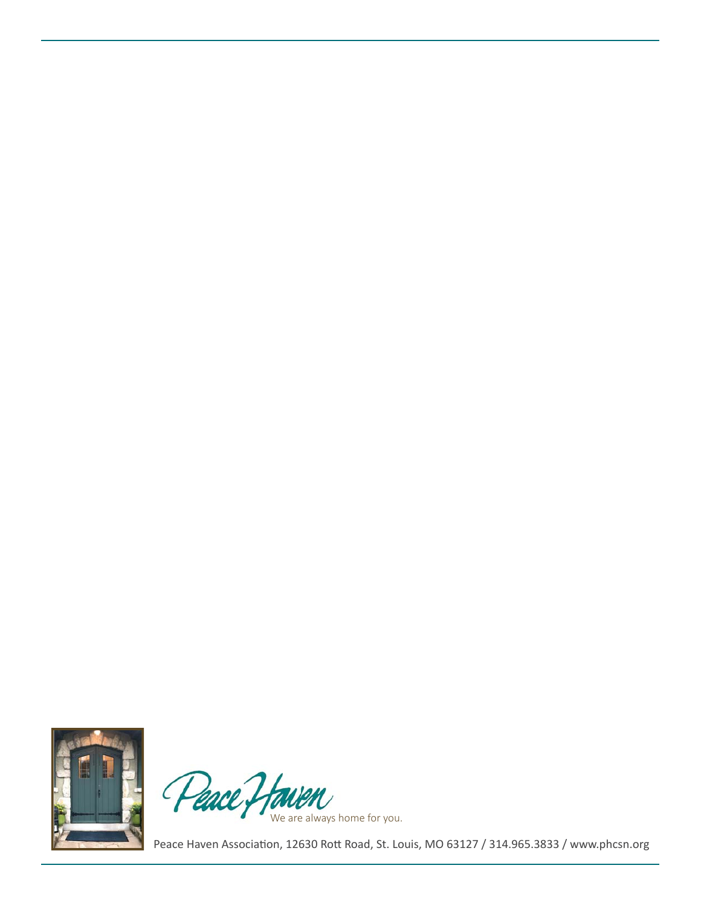Peace Haven

We are always home for you.

Peace Haven Association, 12630 Rott Road, St. Louis, MO 63127 / 314.965.3833 / www.phcsn.org